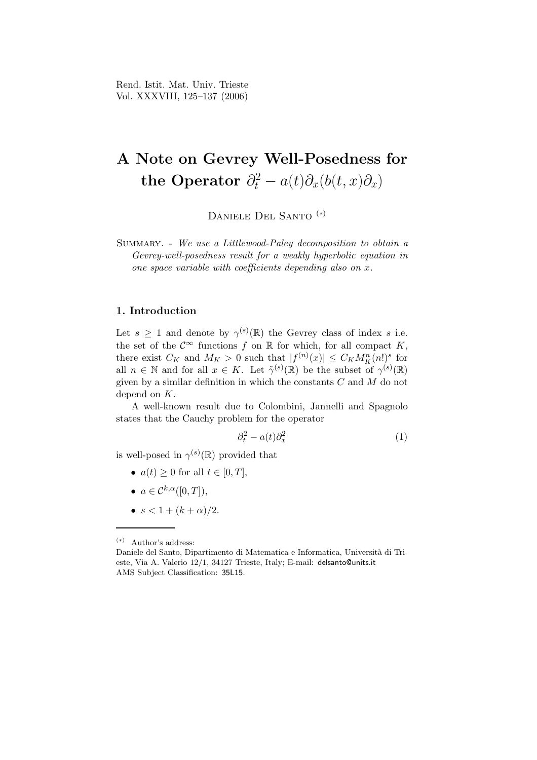# A Note on Gevrey Well-Posedness for the Operator $\partial_t^2 - a(t)\partial_x(b(t,x)\partial_x)$

Daniele Del Santo [(*)]

Summary. - *We use a Littlewood-Paley decomposition to obtain a Gevrey-well-posedness result for a weakly hyperbolic equation in one space variable with coefficients depending also on $x$.*

## 1. Introduction

Let $s \geq 1$ and denote by $\gamma^{(s)}(\mathbb{R})$ the Gevrey class of index $s$ i.e. the set of the $\mathcal{C}^\infty$ functions $f$ on $\mathbb{R}$ for which, for all compact $K$, there exist $C_K$ and $M_K > 0$ such that $|f^{(n)}(x)| \leq C_K M_K^n (n!)^s$ for all $n \in \mathbb{N}$ and for all $x \in K$. Let $\tilde{\gamma}^{(s)}(\mathbb{R})$ be the subset of $\gamma^{(s)}(\mathbb{R})$ given by a similar definition in which the constants $C$ and $M$ do not depend on $K$.

A well-known result due to Colombini, Jannelli and Spagnolo states that the Cauchy problem for the operator

$$\partial_t^2 - a(t)\partial_x^2 \tag{1}$$

is well-posed in $\gamma^{(s)}(\mathbb{R})$ provided that

- $a(t) \geq 0$ for all $t \in [0,T]$,
- $a \in \mathcal{C}^{k,\alpha}([0,T])$,
- $s < 1 + (k+\alpha)/2$.

---

[(*)] Author's address:
Daniele del Santo, Dipartimento di Matematica e Informatica, Università di Trieste, Via A. Valerio 12/1, 34127 Trieste, Italy; E-mail: delsanto@units.it
AMS Subject Classification: 35L15.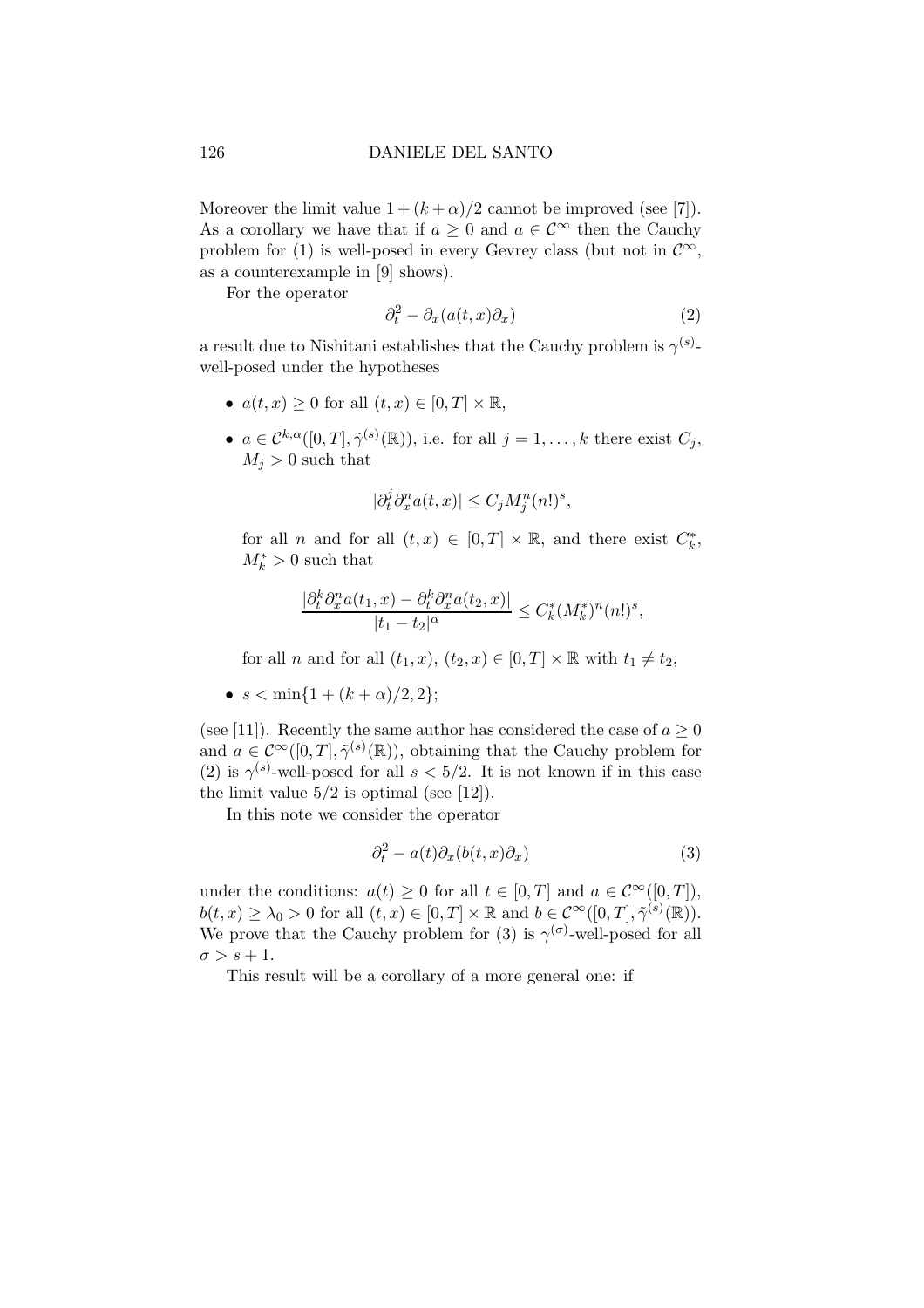Moreover the limit value $1 + (k+\alpha)/2$ cannot be improved (see [7]). As a corollary we have that if $a \geq 0$ and $a \in \mathcal{C}^\infty$ then the Cauchy problem for (1) is well-posed in every Gevrey class (but not in $\mathcal{C}^\infty$, as a counterexample in [9] shows).

For the operator

$$\partial_t^2 - \partial_x(a(t,x)\partial_x) \tag{2}$$

a result due to Nishitani establishes that the Cauchy problem is $\gamma^{(s)}$-well-posed under the hypotheses

- $a(t,x) \geq 0$ for all $(t,x) \in [0,T] \times \mathbb{R}$,
- $a \in \mathcal{C}^{k,\alpha}([0,T], \tilde{\gamma}^{(s)}(\mathbb{R}))$, i.e. for all $j = 1, \ldots, k$ there exist $C_j$, $M_j > 0$ such that

  $$|\partial_t^j \partial_x^n a(t,x)| \leq C_j M_j^n (n!)^s,$$

  for all $n$ and for all $(t,x) \in [0,T] \times \mathbb{R}$, and there exist $C_k^*$, $M_k^* > 0$ such that

  $$\frac{|\partial_t^k \partial_x^n a(t_1,x) - \partial_t^k \partial_x^n a(t_2,x)|}{|t_1 - t_2|^\alpha} \leq C_k^* (M_k^*)^n (n!)^s,$$

  for all $n$ and for all $(t_1,x)$, $(t_2,x) \in [0,T] \times \mathbb{R}$ with $t_1 \neq t_2$,
- $s < \min\{1 + (k+\alpha)/2, 2\}$;

(see [11]). Recently the same author has considered the case of $a \geq 0$ and $a \in \mathcal{C}^\infty([0,T], \tilde{\gamma}^{(s)}(\mathbb{R}))$, obtaining that the Cauchy problem for (2) is $\gamma^{(s)}$-well-posed for all $s < 5/2$. It is not known if in this case the limit value $5/2$ is optimal (see [12]).

In this note we consider the operator

$$\partial_t^2 - a(t)\partial_x(b(t,x)\partial_x) \tag{3}$$

under the conditions: $a(t) \geq 0$ for all $t \in [0,T]$ and $a \in \mathcal{C}^\infty([0,T])$, $b(t,x) \geq \lambda_0 > 0$ for all $(t,x) \in [0,T] \times \mathbb{R}$ and $b \in \mathcal{C}^\infty([0,T], \tilde{\gamma}^{(s)}(\mathbb{R}))$. We prove that the Cauchy problem for (3) is $\gamma^{(\sigma)}$-well-posed for all $\sigma > s+1$.

This result will be a corollary of a more general one: if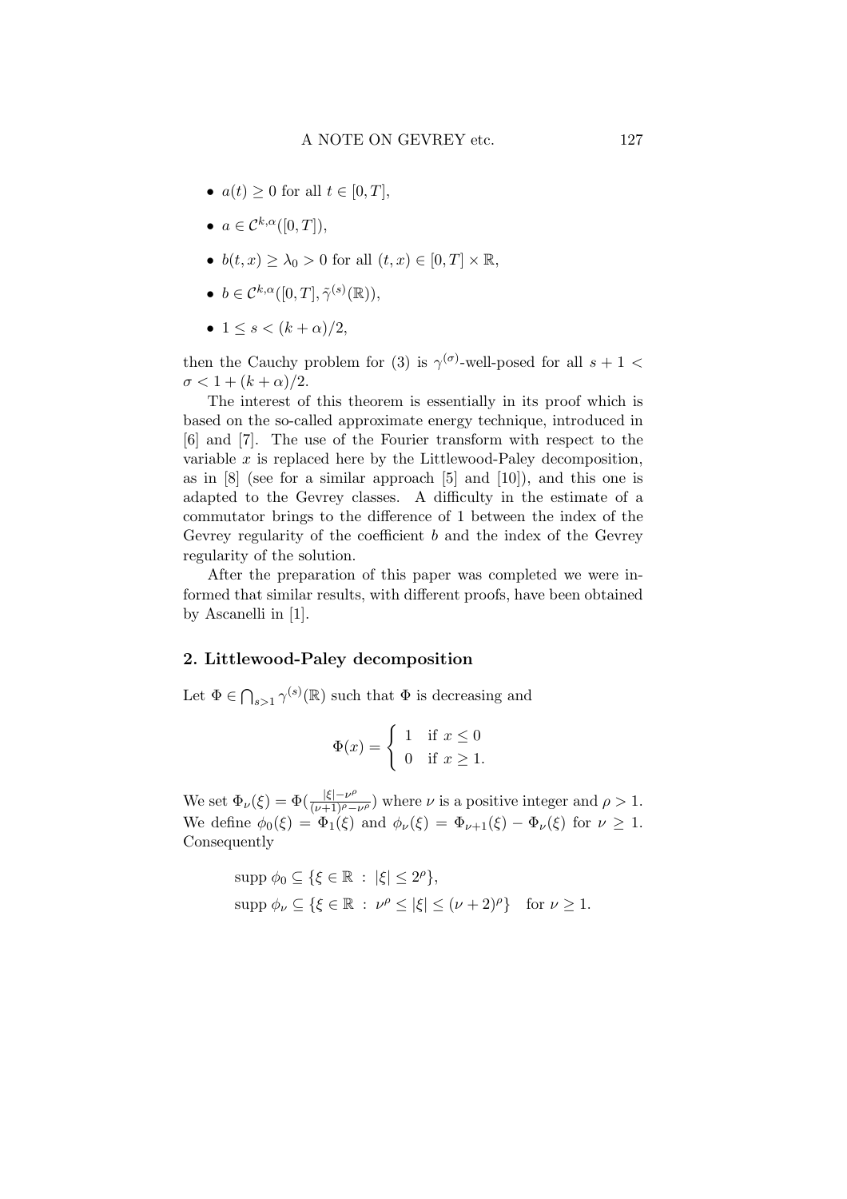- $a(t) \geq 0$ for all $t \in [0, T]$,
- $a \in \mathcal{C}^{k,\alpha}([0, T])$,
- $b(t, x) \geq \lambda_0 > 0$ for all $(t, x) \in [0, T] \times \mathbb{R}$,
- $b \in \mathcal{C}^{k,\alpha}([0, T], \tilde{\gamma}^{(s)}(\mathbb{R}))$,
- $1 \leq s < (k + \alpha)/2$,

then the Cauchy problem for (3) is $\gamma^{(\sigma)}$-well-posed for all $s + 1 < \sigma < 1 + (k + \alpha)/2$.

The interest of this theorem is essentially in its proof which is based on the so-called approximate energy technique, introduced in [6] and [7]. The use of the Fourier transform with respect to the variable $x$ is replaced here by the Littlewood-Paley decomposition, as in [8] (see for a similar approach [5] and [10]), and this one is adapted to the Gevrey classes. A difficulty in the estimate of a commutator brings to the difference of 1 between the index of the Gevrey regularity of the coefficient $b$ and the index of the Gevrey regularity of the solution.

After the preparation of this paper was completed we were informed that similar results, with different proofs, have been obtained by Ascanelli in [1].

## 2. Littlewood-Paley decomposition

Let $\Phi \in \bigcap_{s>1} \gamma^{(s)}(\mathbb{R})$ such that $\Phi$ is decreasing and

$$\Phi(x) = \begin{cases} 1 & \text{if } x \leq 0 \\ 0 & \text{if } x \geq 1. \end{cases}$$

We set $\Phi_\nu(\xi) = \Phi(\frac{|\xi| - \nu^\rho}{(\nu+1)^\rho - \nu^\rho})$ where $\nu$ is a positive integer and $\rho > 1$. We define $\phi_0(\xi) = \Phi_1(\xi)$ and $\phi_\nu(\xi) = \Phi_{\nu+1}(\xi) - \Phi_\nu(\xi)$ for $\nu \geq 1$. Consequently

$$\begin{aligned} &\text{supp } \phi_0 \subseteq \{\xi \in \mathbb{R} \, : \, |\xi| \leq 2^\rho\}, \\ &\text{supp } \phi_\nu \subseteq \{\xi \in \mathbb{R} \, : \, \nu^\rho \leq |\xi| \leq (\nu + 2)^\rho\} \quad \text{for } \nu \geq 1. \end{aligned}$$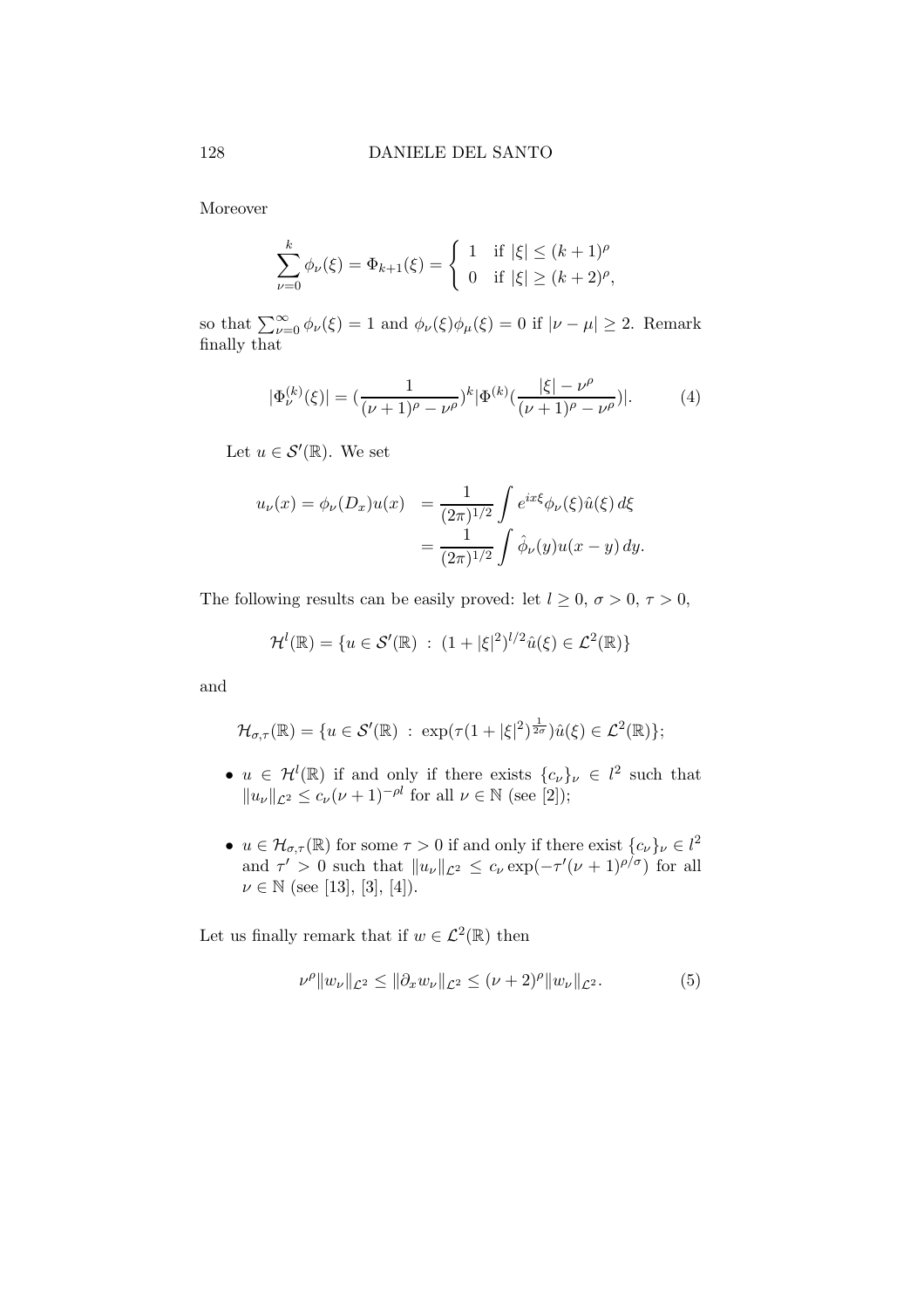Moreover

$$\sum_{\nu=0}^{k} \phi_\nu(\xi) = \Phi_{k+1}(\xi) = \begin{cases} 1 & \text{if } |\xi| \leq (k+1)^\rho \\ 0 & \text{if } |\xi| \geq (k+2)^\rho, \end{cases}$$

so that $\sum_{\nu=0}^{\infty} \phi_\nu(\xi) = 1$ and $\phi_\nu(\xi)\phi_\mu(\xi) = 0$ if $|\nu - \mu| \geq 2$. Remark finally that

$$|\Phi_\nu^{(k)}(\xi)| = (\frac{1}{(\nu+1)^\rho - \nu^\rho})^k |\Phi^{(k)}(\frac{|\xi| - \nu^\rho}{(\nu+1)^\rho - \nu^\rho})|. \tag{4}$$

Let $u \in \mathcal{S}'(\mathbb{R})$. We set

$$\begin{aligned} u_\nu(x) = \phi_\nu(D_x)u(x) &= \frac{1}{(2\pi)^{1/2}} \int e^{ix\xi} \phi_\nu(\xi)\hat{u}(\xi)\, d\xi \\ &= \frac{1}{(2\pi)^{1/2}} \int \hat{\phi}_\nu(y) u(x-y)\, dy. \end{aligned}$$

The following results can be easily proved: let $l \geq 0$, $\sigma > 0$, $\tau > 0$,

$$\mathcal{H}^l(\mathbb{R}) = \{u \in \mathcal{S}'(\mathbb{R}) \; : \; (1 + |\xi|^2)^{l/2} \hat{u}(\xi) \in \mathcal{L}^2(\mathbb{R})\}$$

and

$$\mathcal{H}_{\sigma,\tau}(\mathbb{R}) = \{u \in \mathcal{S}'(\mathbb{R}) \; : \; \exp(\tau(1+|\xi|^2)^{\frac{1}{2\sigma}})\hat{u}(\xi) \in \mathcal{L}^2(\mathbb{R})\};$$

- $u \in \mathcal{H}^l(\mathbb{R})$ if and only if there exists $\{c_\nu\}_\nu \in l^2$ such that $\|u_\nu\|_{\mathcal{L}^2} \leq c_\nu(\nu+1)^{-\rho l}$ for all $\nu \in \mathbb{N}$ (see [2]);
- $u \in \mathcal{H}_{\sigma,\tau}(\mathbb{R})$ for some $\tau > 0$ if and only if there exist $\{c_\nu\}_\nu \in l^2$ and $\tau' > 0$ such that $\|u_\nu\|_{\mathcal{L}^2} \leq c_\nu \exp(-\tau'(\nu+1)^{\rho/\sigma})$ for all $\nu \in \mathbb{N}$ (see [13], [3], [4]).

Let us finally remark that if $w \in \mathcal{L}^2(\mathbb{R})$ then

$$\nu^\rho \|w_\nu\|_{\mathcal{L}^2} \leq \|\partial_x w_\nu\|_{\mathcal{L}^2} \leq (\nu+2)^\rho \|w_\nu\|_{\mathcal{L}^2}. \tag{5}$$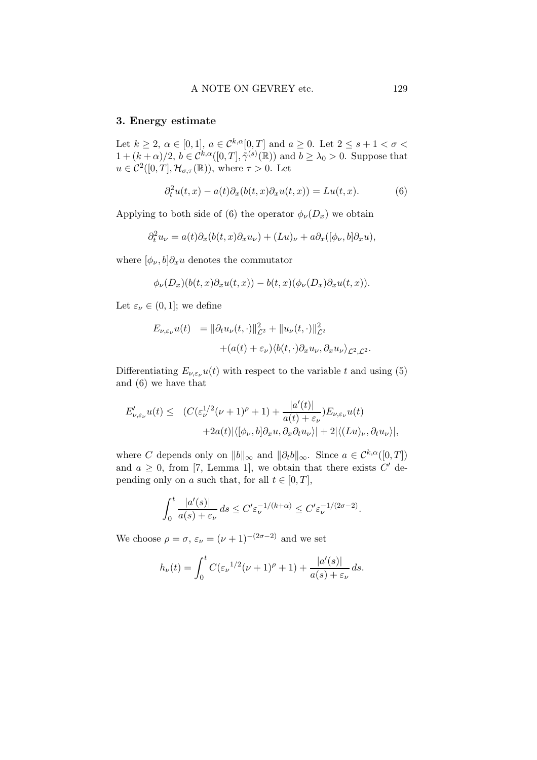## 3. Energy estimate

Let $k \geq 2$, $\alpha \in [0,1]$, $a \in \mathcal{C}^{k,\alpha}[0,T]$ and $a \geq 0$. Let $2 \leq s+1 < \sigma < 1+(k+\alpha)/2$, $b \in \mathcal{C}^{k,\alpha}([0,T], \tilde{\gamma}^{(s)}(\mathbb{R}))$ and $b \geq \lambda_0 > 0$. Suppose that $u \in \mathcal{C}^2([0,T], \mathcal{H}_{\sigma,\tau}(\mathbb{R}))$, where $\tau > 0$. Let

$$\partial_t^2 u(t,x) - a(t)\partial_x(b(t,x)\partial_x u(t,x)) = Lu(t,x). \tag{6}$$

Applying to both side of (6) the operator $\phi_\nu(D_x)$ we obtain

$$\partial_t^2 u_\nu = a(t)\partial_x(b(t,x)\partial_x u_\nu) + (Lu)_\nu + a\partial_x([\phi_\nu, b]\partial_x u),$$

where $[\phi_\nu, b]\partial_x u$ denotes the commutator

$$\phi_\nu(D_x)(b(t,x)\partial_x u(t,x)) - b(t,x)(\phi_\nu(D_x)\partial_x u(t,x)).$$

Let $\varepsilon_\nu \in (0,1]$; we define

$$\begin{aligned} E_{\nu,\varepsilon_\nu} u(t) &= \|\partial_t u_\nu(t,\cdot)\|_{\mathcal{L}^2}^2 + \|u_\nu(t,\cdot)\|_{\mathcal{L}^2}^2 \\ &\quad + (a(t)+\varepsilon_\nu)\langle b(t,\cdot)\partial_x u_\nu, \partial_x u_\nu\rangle_{\mathcal{L}^2,\mathcal{L}^2}. \end{aligned}$$

Differentiating $E_{\nu,\varepsilon_\nu} u(t)$ with respect to the variable $t$ and using (5) and (6) we have that

$$\begin{aligned} E'_{\nu,\varepsilon_\nu} u(t) \leq \; & (C(\varepsilon_\nu^{1/2}(\nu+1)^\rho + 1) + \frac{|a'(t)|}{a(t)+\varepsilon_\nu}) E_{\nu,\varepsilon_\nu} u(t) \\ & + 2a(t)|\langle [\phi_\nu, b]\partial_x u, \partial_x \partial_t u_\nu\rangle| + 2|\langle (Lu)_\nu, \partial_t u_\nu\rangle|, \end{aligned}$$

where $C$ depends only on $\|b\|_\infty$ and $\|\partial_t b\|_\infty$. Since $a \in \mathcal{C}^{k,\alpha}([0,T])$ and $a \geq 0$, from [7, Lemma 1], we obtain that there exists $C'$ depending only on $a$ such that, for all $t \in [0,T]$,

$$\int_0^t \frac{|a'(s)|}{a(s)+\varepsilon_\nu}\, ds \leq C' \varepsilon_\nu^{-1/(k+\alpha)} \leq C' \varepsilon_\nu^{-1/(2\sigma-2)}.$$

We choose $\rho = \sigma$, $\varepsilon_\nu = (\nu+1)^{-(2\sigma-2)}$ and we set

$$h_\nu(t) = \int_0^t C({\varepsilon_\nu}^{1/2}(\nu+1)^\rho + 1) + \frac{|a'(s)|}{a(s)+\varepsilon_\nu}\, ds.$$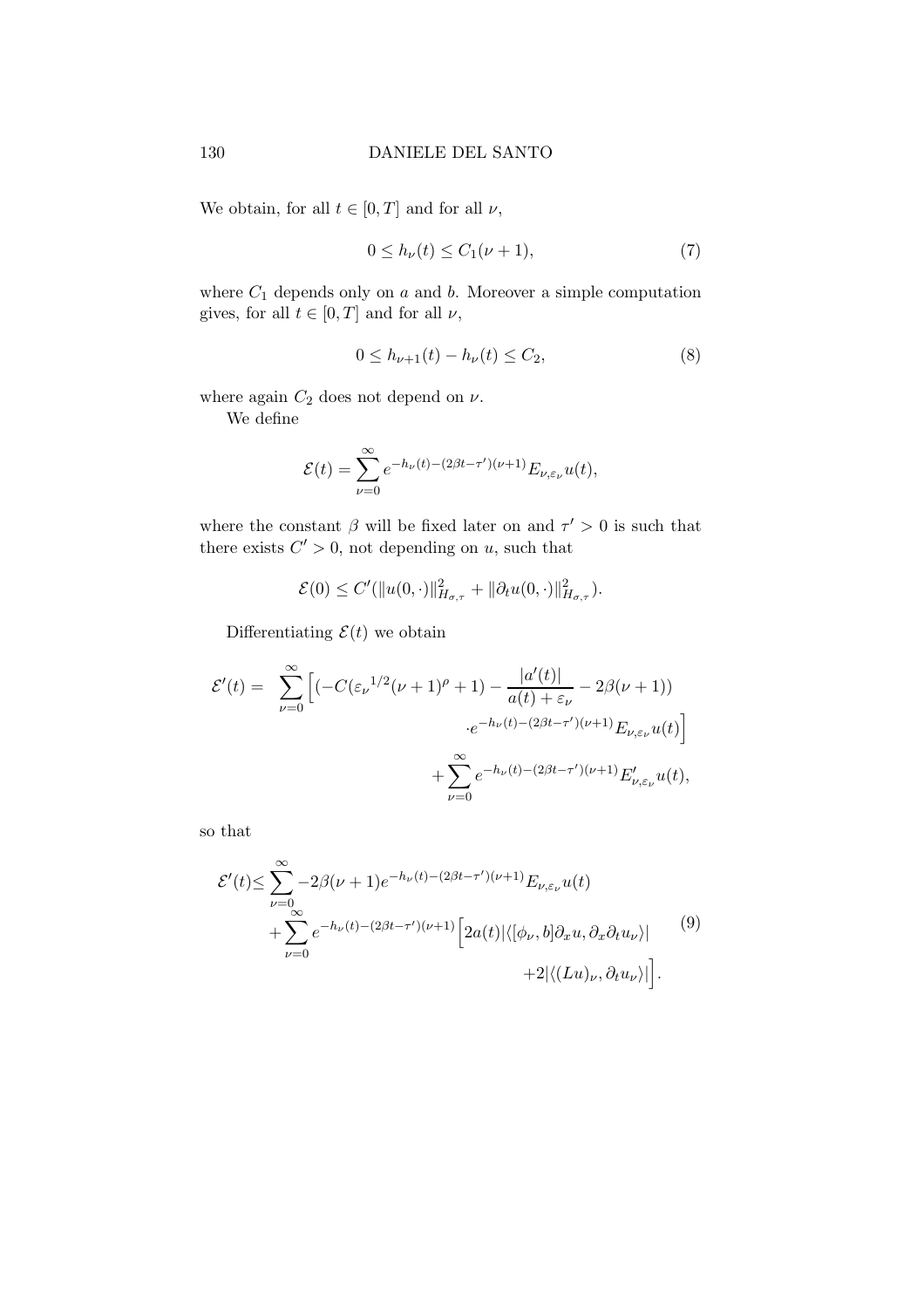We obtain, for all $t \in [0, T]$ and for all $\nu$,

$$0 \leq h_\nu(t) \leq C_1(\nu + 1), \tag{7}$$

where $C_1$ depends only on $a$ and $b$. Moreover a simple computation gives, for all $t \in [0, T]$ and for all $\nu$,

$$0 \leq h_{\nu+1}(t) - h_\nu(t) \leq C_2, \tag{8}$$

where again $C_2$ does not depend on $\nu$.

We define

$$\mathcal{E}(t) = \sum_{\nu=0}^{\infty} e^{-h_\nu(t) - (2\beta t - \tau')(\nu+1)} E_{\nu,\varepsilon_\nu} u(t),$$

where the constant $\beta$ will be fixed later on and $\tau' > 0$ is such that there exists $C' > 0$, not depending on $u$, such that

$$\mathcal{E}(0) \leq C'(\|u(0, \cdot)\|^2_{H_{\sigma,\tau}} + \|\partial_t u(0, \cdot)\|^2_{H_{\sigma,\tau}}).$$

Differentiating $\mathcal{E}(t)$ we obtain

$$\begin{aligned}
\mathcal{E}'(t) = \; & \sum_{\nu=0}^{\infty} \Big[ (-C({\varepsilon_\nu}^{1/2}(\nu+1)^\rho + 1) - \frac{|a'(t)|}{a(t) + \varepsilon_\nu} - 2\beta(\nu+1)) \\
& \qquad \cdot e^{-h_\nu(t) - (2\beta t - \tau')(\nu+1)} E_{\nu,\varepsilon_\nu} u(t) \Big] \\
& + \sum_{\nu=0}^{\infty} e^{-h_\nu(t) - (2\beta t - \tau')(\nu+1)} E'_{\nu,\varepsilon_\nu} u(t),
\end{aligned}$$

so that

$$\begin{aligned}
\mathcal{E}'(t) \leq & \sum_{\nu=0}^{\infty} -2\beta(\nu+1) e^{-h_\nu(t) - (2\beta t - \tau')(\nu+1)} E_{\nu,\varepsilon_\nu} u(t) \\
& + \sum_{\nu=0}^{\infty} e^{-h_\nu(t) - (2\beta t - \tau')(\nu+1)} \Big[ 2a(t) |\langle [\phi_\nu, b] \partial_x u, \partial_x \partial_t u_\nu \rangle| \\
& \qquad + 2 |\langle (Lu)_\nu, \partial_t u_\nu \rangle| \Big].
\end{aligned} \tag{9}$$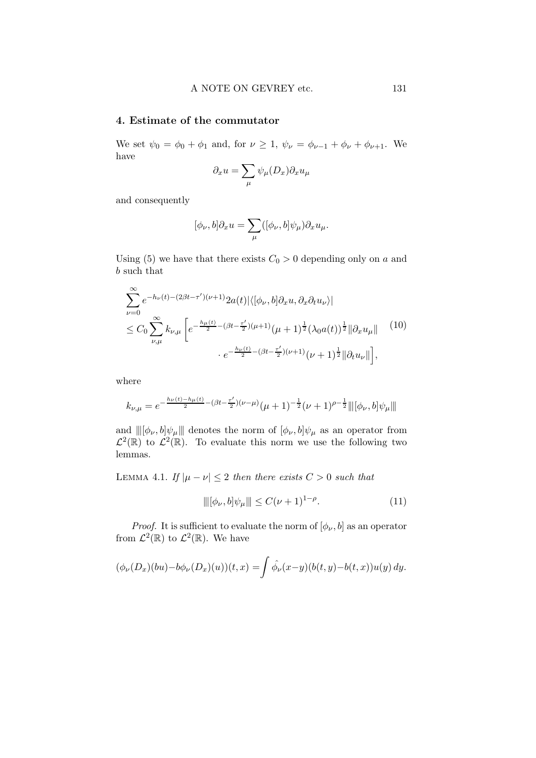## 4. Estimate of the commutator

We set $\psi_0 = \phi_0 + \phi_1$ and, for $\nu \geq 1$, $\psi_\nu = \phi_{\nu-1} + \phi_\nu + \phi_{\nu+1}$. We have

$$\partial_x u = \sum_\mu \psi_\mu(D_x)\partial_x u_\mu$$

and consequently

$$[\phi_\nu, b]\partial_x u = \sum_\mu ([\phi_\nu, b]\psi_\mu)\partial_x u_\mu.$$

Using (5) we have that there exists $C_0 > 0$ depending only on $a$ and $b$ such that

$$\begin{aligned}
&\sum_{\nu=0}^{\infty} e^{-h_\nu(t)-(2\beta t-\tau')(\nu+1)} 2a(t)|\langle[\phi_\nu, b]\partial_x u, \partial_x\partial_t u_\nu\rangle| \\
&\leq C_0 \sum_{\nu,\mu}^{\infty} k_{\nu,\mu}\Big[e^{-\frac{h_\mu(t)}{2}-(\beta t-\frac{\tau'}{2})(\mu+1)}(\mu+1)^{\frac{1}{2}}(\lambda_0 a(t))^{\frac{1}{2}}\|\partial_x u_\mu\| \\
&\qquad\qquad \cdot e^{-\frac{h_\nu(t)}{2}-(\beta t-\frac{\tau'}{2})(\nu+1)}(\nu+1)^{\frac{1}{2}}\|\partial_t u_\nu\|\Big],
\end{aligned} \tag{10}$$

where

$$k_{\nu,\mu} = e^{-\frac{h_\nu(t)-h_\mu(t)}{2}-(\beta t-\frac{\tau'}{2})(\nu-\mu)}(\mu+1)^{-\frac{1}{2}}(\nu+1)^{\rho-\frac{1}{2}}|||[\phi_\nu, b]\psi_\mu|||$$

and $|||[\phi_\nu, b]\psi_\mu|||$ denotes the norm of $[\phi_\nu, b]\psi_\mu$ as an operator from $\mathcal{L}^2(\mathbb{R})$ to $\mathcal{L}^2(\mathbb{R})$. To evaluate this norm we use the following two lemmas.

Lemma 4.1. *If $|\mu - \nu| \leq 2$ then there exists $C > 0$ such that*

$$|||[\phi_\nu, b]\psi_\mu||| \leq C(\nu+1)^{1-\rho}. \tag{11}$$

*Proof.* It is sufficient to evaluate the norm of $[\phi_\nu, b]$ as an operator from $\mathcal{L}^2(\mathbb{R})$ to $\mathcal{L}^2(\mathbb{R})$. We have

$$(\phi_\nu(D_x)(bu) - b\phi_\nu(D_x)(u))(t,x) = \int \hat{\phi_\nu}(x-y)(b(t,y)-b(t,x))u(y)\,dy.$$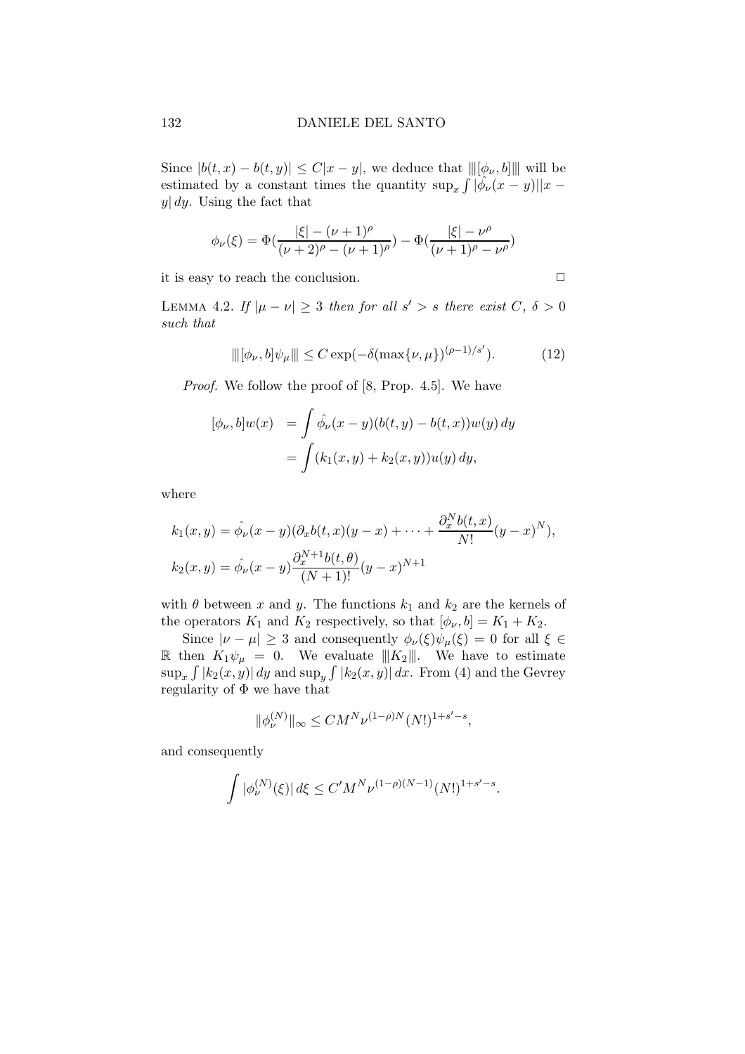Since $|b(t,x) - b(t,y)| \leq C|x-y|$, we deduce that $\|\![\phi_\nu, b]\|\!|$ will be estimated by a constant times the quantity $\sup_x \int |\hat{\phi_\nu}(x-y)||x-y|\, dy$. Using the fact that

$$\phi_\nu(\xi) = \Phi(\frac{|\xi| - (\nu+1)^\rho}{(\nu+2)^\rho - (\nu+1)^\rho}) - \Phi(\frac{|\xi| - \nu^\rho}{(\nu+1)^\rho - \nu^\rho})$$

it is easy to reach the conclusion. □

LEMMA 4.2. *If $|\mu - \nu| \geq 3$ then for all $s' > s$ there exist $C$, $\delta > 0$ such that*

$$|\!|\!|[\phi_\nu, b]\psi_\mu|\!|\!| \leq C \exp(-\delta(\max\{\nu,\mu\})^{(\rho-1)/s'}). \tag{12}$$

*Proof.* We follow the proof of [8, Prop. 4.5]. We have

$$\begin{aligned}
[\phi_\nu, b]w(x) &= \int \hat{\phi_\nu}(x-y)(b(t,y) - b(t,x))w(y)\, dy \\
&= \int (k_1(x,y) + k_2(x,y))u(y)\, dy,
\end{aligned}$$

where

$$\begin{aligned}
k_1(x,y) &= \hat{\phi_\nu}(x-y)(\partial_x b(t,x)(y-x) + \cdots + \frac{\partial_x^N b(t,x)}{N!}(y-x)^N), \\
k_2(x,y) &= \hat{\phi_\nu}(x-y)\frac{\partial_x^{N+1} b(t,\theta)}{(N+1)!}(y-x)^{N+1}
\end{aligned}$$

with $\theta$ between $x$ and $y$. The functions $k_1$ and $k_2$ are the kernels of the operators $K_1$ and $K_2$ respectively, so that $[\phi_\nu, b] = K_1 + K_2$.

Since $|\nu - \mu| \geq 3$ and consequently $\phi_\nu(\xi)\psi_\mu(\xi) = 0$ for all $\xi \in \mathbb{R}$ then $K_1\psi_\mu = 0$. We evaluate $|\!|\!|K_2|\!|\!|$. We have to estimate $\sup_x \int |k_2(x,y)|\, dy$ and $\sup_y \int |k_2(x,y)|\, dx$. From (4) and the Gevrey regularity of $\Phi$ we have that

$$\|\phi_\nu^{(N)}\|_\infty \leq CM^N \nu^{(1-\rho)N}(N!)^{1+s'-s},$$

and consequently

$$\int |\phi_\nu^{(N)}(\xi)|\, d\xi \leq C'M^N \nu^{(1-\rho)(N-1)}(N!)^{1+s'-s}.$$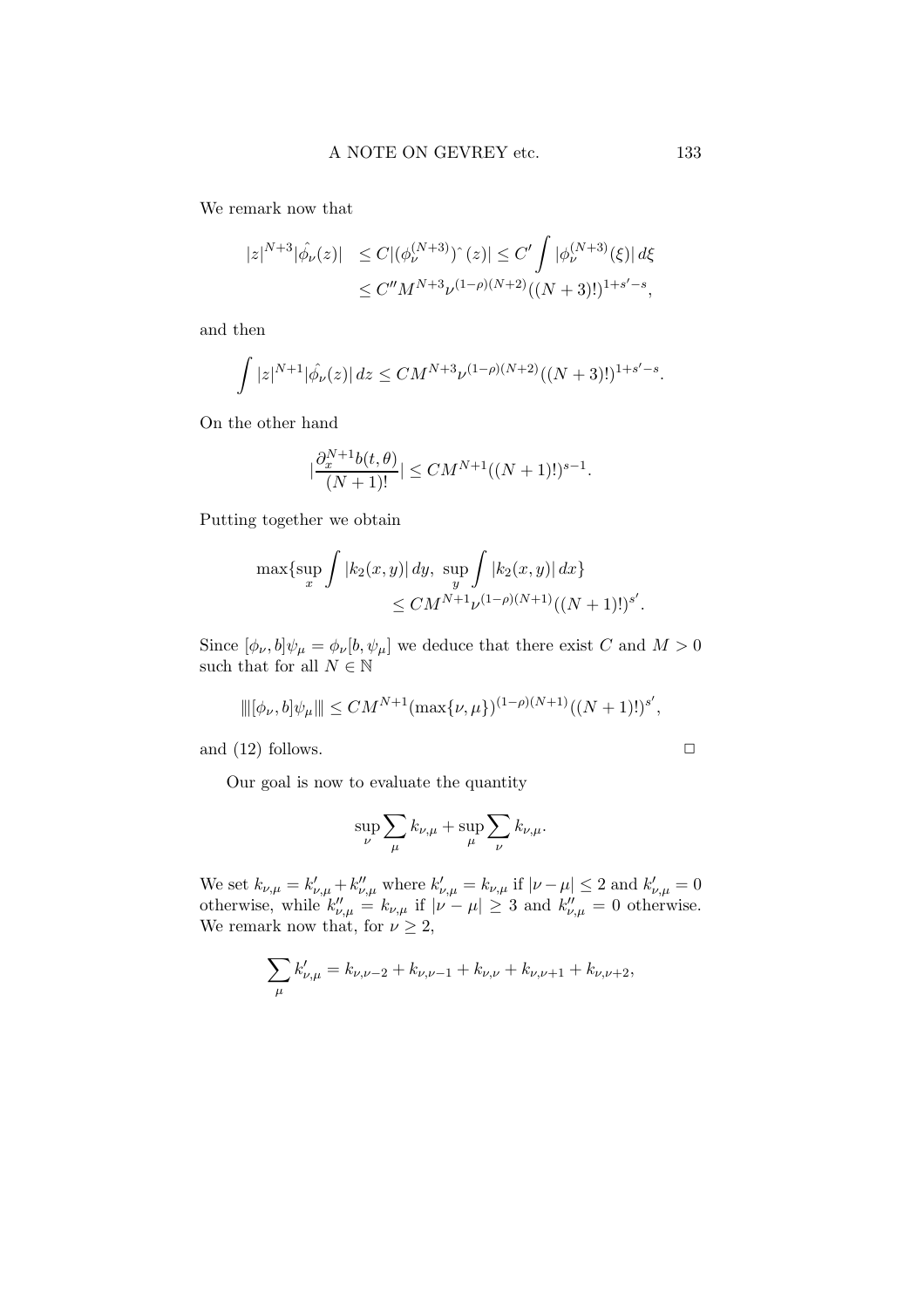We remark now that

$$
\begin{aligned}
|z|^{N+3}|\hat{\phi_\nu}(z)| &\le C|(\phi_\nu^{(N+3)})\hat{}\,(z)| \le C'\int |\phi_\nu^{(N+3)}(\xi)|\,d\xi \\
&\le C'' M^{N+3}\nu^{(1-\rho)(N+2)}((N+3)!)^{1+s'-s},
\end{aligned}
$$

and then

$$
\int |z|^{N+1}|\hat{\phi_\nu}(z)|\,dz \le CM^{N+3}\nu^{(1-\rho)(N+2)}((N+3)!)^{1+s'-s}.
$$

On the other hand

$$
|\frac{\partial_x^{N+1}b(t,\theta)}{(N+1)!}| \le CM^{N+1}((N+1)!)^{s-1}.
$$

Putting together we obtain

$$
\begin{aligned}
\max\{\sup_x \int |k_2(x,y)|\,dy,\ \sup_y \int |k_2(x,y)|\,dx\} \\
\le CM^{N+1}\nu^{(1-\rho)(N+1)}((N+1)!)^{s'}.
\end{aligned}
$$

Since $[\phi_\nu, b]\psi_\mu = \phi_\nu[b,\psi_\mu]$ we deduce that there exist $C$ and $M>0$ such that for all $N\in\mathbb{N}$

$$
|||[\phi_\nu, b]\psi_\mu||| \le CM^{N+1}(\max\{\nu,\mu\})^{(1-\rho)(N+1)}((N+1)!)^{s'},
$$

and (12) follows. □

Our goal is now to evaluate the quantity

$$
\sup_\nu \sum_\mu k_{\nu,\mu} + \sup_\mu \sum_\nu k_{\nu,\mu}.
$$

We set $k_{\nu,\mu} = k'_{\nu,\mu} + k''_{\nu,\mu}$ where $k'_{\nu,\mu} = k_{\nu,\mu}$ if $|\nu-\mu|\le 2$ and $k'_{\nu,\mu}=0$ otherwise, while $k''_{\nu,\mu} = k_{\nu,\mu}$ if $|\nu-\mu|\ge 3$ and $k''_{\nu,\mu}=0$ otherwise. We remark now that, for $\nu\ge 2$,

$$
\sum_\mu k'_{\nu,\mu} = k_{\nu,\nu-2} + k_{\nu,\nu-1} + k_{\nu,\nu} + k_{\nu,\nu+1} + k_{\nu,\nu+2},
$$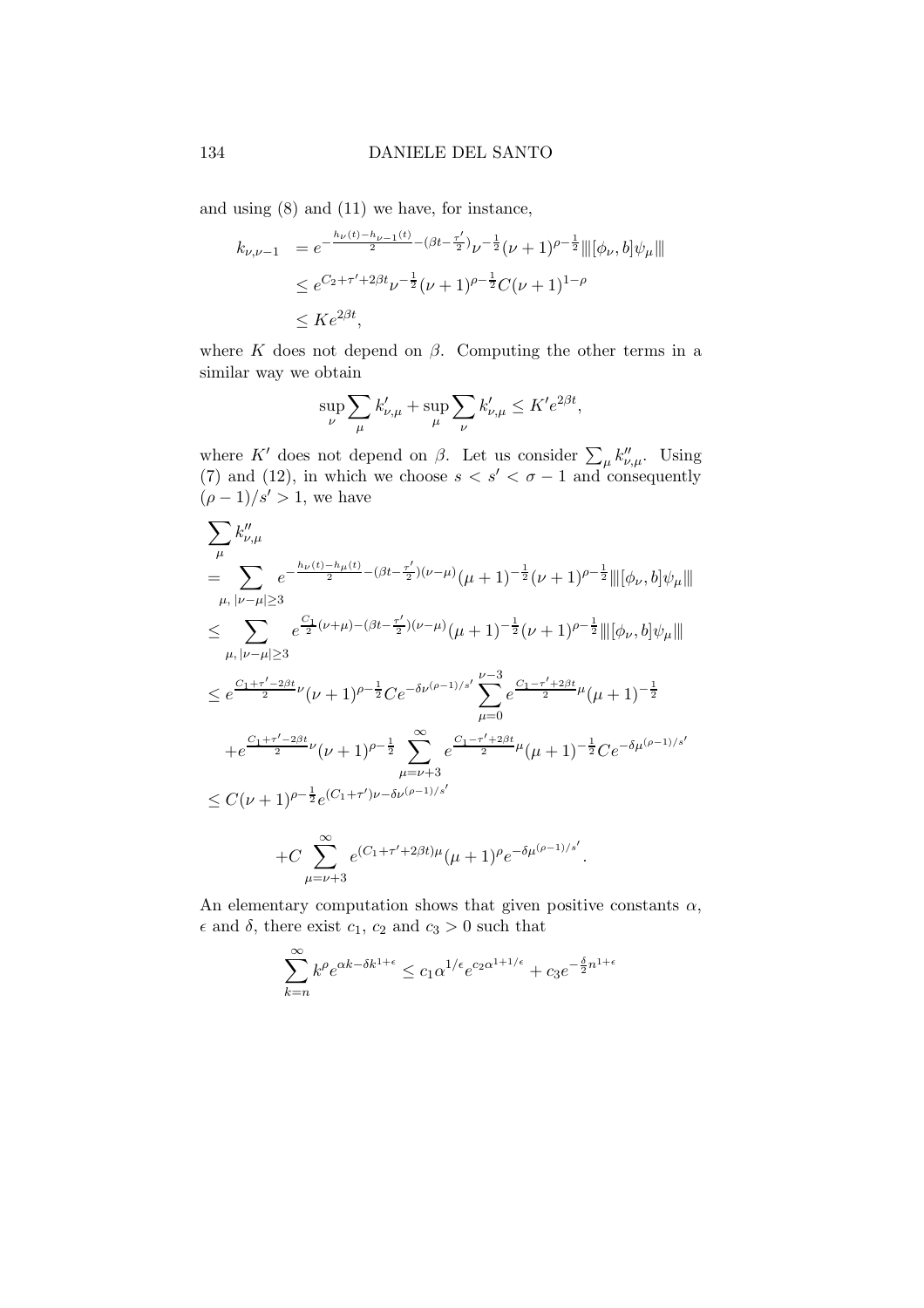and using (8) and (11) we have, for instance,

$$
\begin{aligned}
k_{\nu,\nu-1} &= e^{-\frac{h_\nu(t)-h_{\nu-1}(t)}{2}-(\beta t-\frac{\tau'}{2})}\nu^{-\frac{1}{2}}(\nu+1)^{\rho-\frac{1}{2}}\|\!|[\phi_\nu, b]\psi_\mu\|\!| \\
&\le e^{C_2+\tau'+2\beta t}\nu^{-\frac{1}{2}}(\nu+1)^{\rho-\frac{1}{2}}C(\nu+1)^{1-\rho} \\
&\le Ke^{2\beta t},
\end{aligned}
$$

where $K$ does not depend on $\beta$. Computing the other terms in a similar way we obtain

$$
\sup_\nu \sum_\mu k'_{\nu,\mu} + \sup_\mu \sum_\nu k'_{\nu,\mu} \le K' e^{2\beta t},
$$

where $K'$ does not depend on $\beta$. Let us consider $\sum_\mu k''_{\nu,\mu}$. Using (7) and (12), in which we choose $s < s' < \sigma - 1$ and consequently $(\rho-1)/s' > 1$, we have

$$
\begin{aligned}
&\sum_\mu k''_{\nu,\mu} \\
&= \sum_{\mu,\, |\nu-\mu|\ge 3} e^{-\frac{h_\nu(t)-h_\mu(t)}{2}-(\beta t-\frac{\tau'}{2})(\nu-\mu)}(\mu+1)^{-\frac{1}{2}}(\nu+1)^{\rho-\frac{1}{2}}\|\!|[\phi_\nu, b]\psi_\mu\|\!| \\
&\le \sum_{\mu,\, |\nu-\mu|\ge 3} e^{\frac{C_1}{2}(\nu+\mu)-(\beta t-\frac{\tau'}{2})(\nu-\mu)}(\mu+1)^{-\frac{1}{2}}(\nu+1)^{\rho-\frac{1}{2}}\|\!|[\phi_\nu, b]\psi_\mu\|\!| \\
&\le e^{\frac{C_1+\tau'-2\beta t}{2}\nu}(\nu+1)^{\rho-\frac{1}{2}}Ce^{-\delta\nu^{(\rho-1)/s'}}\sum_{\mu=0}^{\nu-3} e^{\frac{C_1-\tau'+2\beta t}{2}\mu}(\mu+1)^{-\frac{1}{2}} \\
&\quad + e^{\frac{C_1+\tau'-2\beta t}{2}\nu}(\nu+1)^{\rho-\frac{1}{2}}\sum_{\mu=\nu+3}^{\infty} e^{\frac{C_1-\tau'+2\beta t}{2}\mu}(\mu+1)^{-\frac{1}{2}}Ce^{-\delta\mu^{(\rho-1)/s'}} \\
&\le C(\nu+1)^{\rho-\frac{1}{2}}e^{(C_1+\tau')\nu-\delta\nu^{(\rho-1)/s'}} \\
&\qquad + C\sum_{\mu=\nu+3}^{\infty} e^{(C_1+\tau'+2\beta t)\mu}(\mu+1)^{\rho}e^{-\delta\mu^{(\rho-1)/s'}}.
\end{aligned}
$$

An elementary computation shows that given positive constants $\alpha$, $\epsilon$ and $\delta$, there exist $c_1$, $c_2$ and $c_3 > 0$ such that

$$
\sum_{k=n}^{\infty} k^\rho e^{\alpha k-\delta k^{1+\epsilon}} \le c_1\alpha^{1/\epsilon}e^{c_2\alpha^{1+1/\epsilon}} + c_3 e^{-\frac{\delta}{2}n^{1+\epsilon}}
$$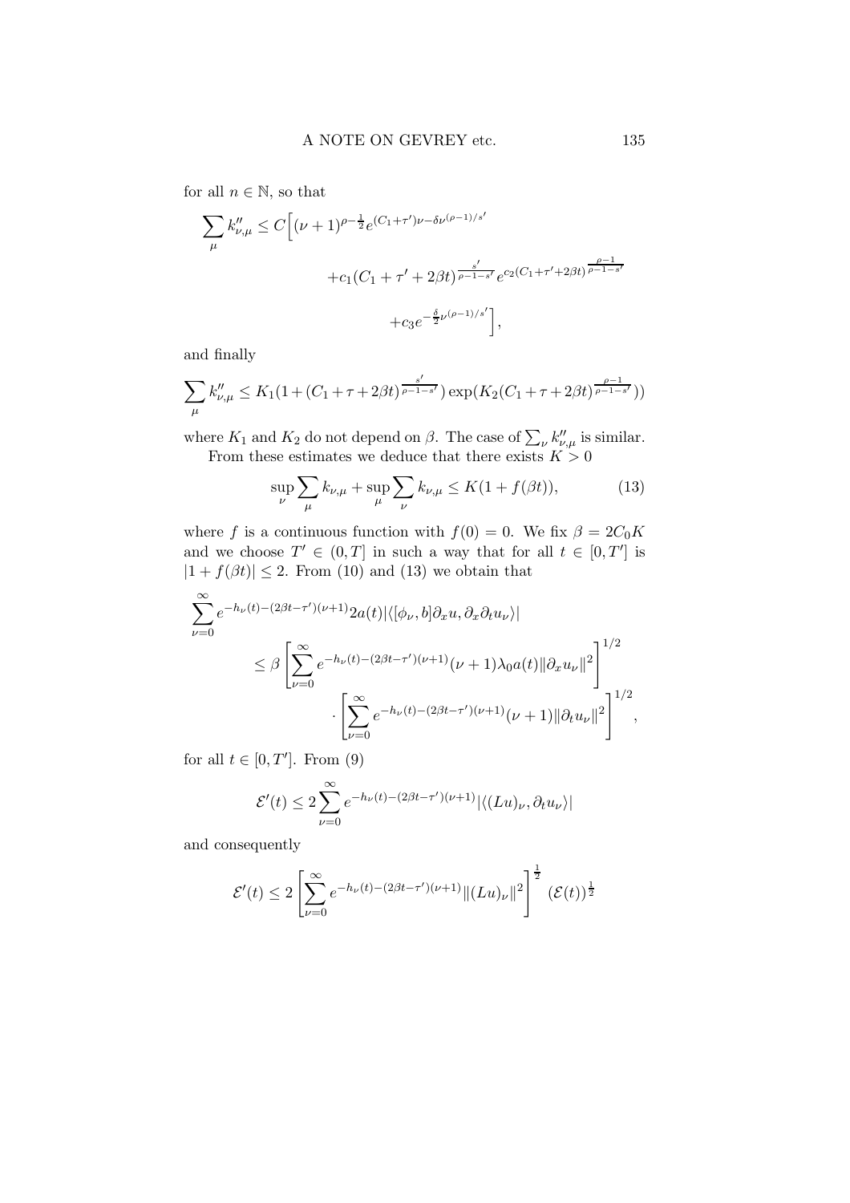for all $n \in \mathbb{N}$, so that

$$\sum_{\mu} k''_{\nu,\mu} \leq C\Big[(\nu+1)^{\rho-\frac{1}{2}} e^{(C_1+\tau')\nu-\delta\nu^{(\rho-1)/s'}} + c_1(C_1+\tau'+2\beta t)^{\frac{s'}{\rho-1-s'}} e^{c_2(C_1+\tau'+2\beta t)^{\frac{\rho-1}{\rho-1-s'}}} + c_3 e^{-\frac{\delta}{2}\nu^{(\rho-1)/s'}}\Big],$$

and finally

$$\sum_{\mu} k''_{\nu,\mu} \leq K_1(1+(C_1+\tau+2\beta t)^{\frac{s'}{\rho-1-s'}})\exp(K_2(C_1+\tau+2\beta t)^{\frac{\rho-1}{\rho-1-s'}}))$$

where $K_1$ and $K_2$ do not depend on $\beta$. The case of $\sum_\nu k''_{\nu,\mu}$ is similar.

From these estimates we deduce that there exists $K > 0$

$$\sup_{\nu} \sum_{\mu} k_{\nu,\mu} + \sup_{\mu} \sum_{\nu} k_{\nu,\mu} \leq K(1+f(\beta t)), \tag{13}$$

where $f$ is a continuous function with $f(0) = 0$. We fix $\beta = 2C_0 K$ and we choose $T' \in (0,T]$ in such a way that for all $t \in [0,T']$ is $|1+f(\beta t)| \leq 2$. From (10) and (13) we obtain that

$$\sum_{\nu=0}^{\infty} e^{-h_\nu(t)-(2\beta t-\tau')(\nu+1)} 2a(t)|\langle[\phi_\nu, b]\partial_x u, \partial_x\partial_t u_\nu\rangle| \leq \beta\left[\sum_{\nu=0}^{\infty} e^{-h_\nu(t)-(2\beta t-\tau')(\nu+1)}(\nu+1)\lambda_0 a(t)\|\partial_x u_\nu\|^2\right]^{1/2} \cdot \left[\sum_{\nu=0}^{\infty} e^{-h_\nu(t)-(2\beta t-\tau')(\nu+1)}(\nu+1)\|\partial_t u_\nu\|^2\right]^{1/2},$$

for all $t \in [0,T']$. From (9)

$$\mathcal{E}'(t) \leq 2\sum_{\nu=0}^{\infty} e^{-h_\nu(t)-(2\beta t-\tau')(\nu+1)}|\langle(Lu)_\nu, \partial_t u_\nu\rangle|$$

and consequently

$$\mathcal{E}'(t) \leq 2\left[\sum_{\nu=0}^{\infty} e^{-h_\nu(t)-(2\beta t-\tau')(\nu+1)}\|(Lu)_\nu\|^2\right]^{\frac{1}{2}} (\mathcal{E}(t))^{\frac{1}{2}}$$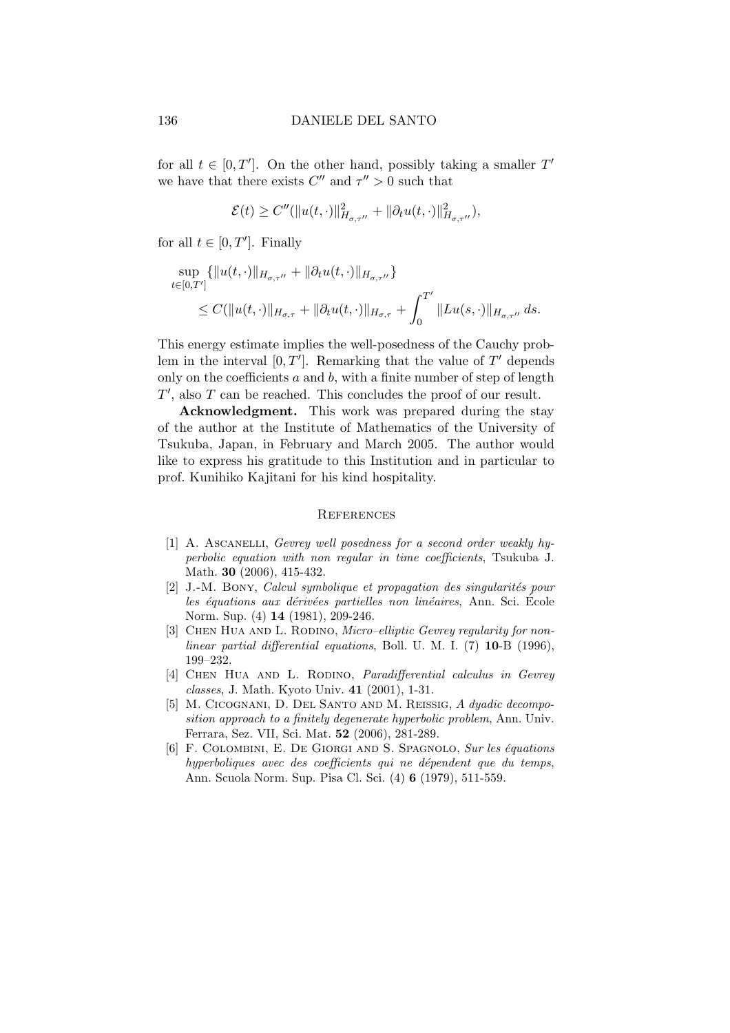for all $t \in [0, T']$. On the other hand, possibly taking a smaller $T'$ we have that there exists $C''$ and $\tau'' > 0$ such that

$$\mathcal{E}(t) \geq C''(\|u(t,\cdot)\|^2_{H_{\sigma,\tau''}} + \|\partial_t u(t,\cdot)\|^2_{H_{\sigma,\tau''}}),$$

for all $t \in [0, T']$. Finally

$$\sup_{t\in[0,T']} \{\|u(t,\cdot)\|_{H_{\sigma,\tau''}} + \|\partial_t u(t,\cdot)\|_{H_{\sigma,\tau''}}\}$$
$$\leq C(\|u(t,\cdot)\|_{H_{\sigma,\tau}} + \|\partial_t u(t,\cdot)\|_{H_{\sigma,\tau}} + \int_0^{T'} \|Lu(s,\cdot)\|_{H_{\sigma,\tau''}}\, ds.$$

This energy estimate implies the well-posedness of the Cauchy problem in the interval $[0, T']$. Remarking that the value of $T'$ depends only on the coefficients $a$ and $b$, with a finite number of step of length $T'$, also $T$ can be reached. This concludes the proof of our result.

**Acknowledgment.** This work was prepared during the stay of the author at the Institute of Mathematics of the University of Tsukuba, Japan, in February and March 2005. The author would like to express his gratitude to this Institution and in particular to prof. Kunihiko Kajitani for his kind hospitality.

## References

[1] A. Ascanelli, *Gevrey well posedness for a second order weakly hyperbolic equation with non regular in time coefficients*, Tsukuba J. Math. **30** (2006), 415-432.

[2] J.-M. Bony, *Calcul symbolique et propagation des singularités pour les équations aux dérivées partielles non linéaires*, Ann. Sci. École Norm. Sup. (4) **14** (1981), 209-246.

[3] Chen Hua and L. Rodino, *Micro–elliptic Gevrey regularity for nonlinear partial differential equations*, Boll. U. M. I. (7) **10**-B (1996), 199–232.

[4] Chen Hua and L. Rodino, *Paradifferential calculus in Gevrey classes*, J. Math. Kyoto Univ. **41** (2001), 1-31.

[5] M. Cicognani, D. Del Santo and M. Reissig, *A dyadic decomposition approach to a finitely degenerate hyperbolic problem*, Ann. Univ. Ferrara, Sez. VII, Sci. Mat. **52** (2006), 281-289.

[6] F. Colombini, E. De Giorgi and S. Spagnolo, *Sur les équations hyperboliques avec des coefficients qui ne dépendent que du temps*, Ann. Scuola Norm. Sup. Pisa Cl. Sci. (4) **6** (1979), 511-559.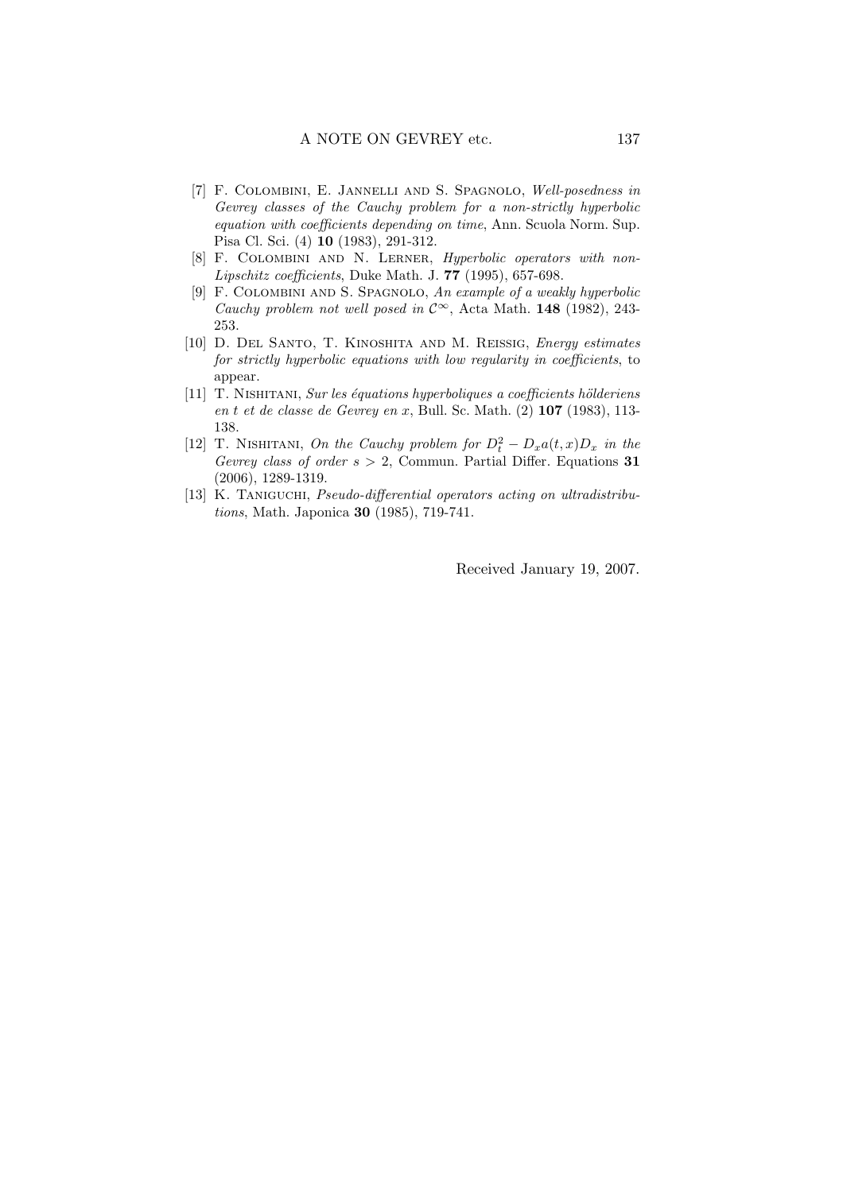[7] F. Colombini, E. Jannelli and S. Spagnolo, *Well-posedness in Gevrey classes of the Cauchy problem for a non-strictly hyperbolic equation with coefficients depending on time*, Ann. Scuola Norm. Sup. Pisa Cl. Sci. (4) **10** (1983), 291-312.

[8] F. Colombini and N. Lerner, *Hyperbolic operators with non-Lipschitz coefficients*, Duke Math. J. **77** (1995), 657-698.

[9] F. Colombini and S. Spagnolo, *An example of a weakly hyperbolic Cauchy problem not well posed in $\mathcal{C}^\infty$*, Acta Math. **148** (1982), 243-253.

[10] D. Del Santo, T. Kinoshita and M. Reissig, *Energy estimates for strictly hyperbolic equations with low regularity in coefficients*, to appear.

[11] T. Nishitani, *Sur les équations hyperboliques a coefficients hölderiens en t et de classe de Gevrey en x*, Bull. Sc. Math. (2) **107** (1983), 113-138.

[12] T. Nishitani, *On the Cauchy problem for $D_t^2 - D_x a(t,x) D_x$ in the Gevrey class of order $s > 2$*, Commun. Partial Differ. Equations **31** (2006), 1289-1319.

[13] K. Taniguchi, *Pseudo-differential operators acting on ultradistributions*, Math. Japonica **30** (1985), 719-741.

Received January 19, 2007.